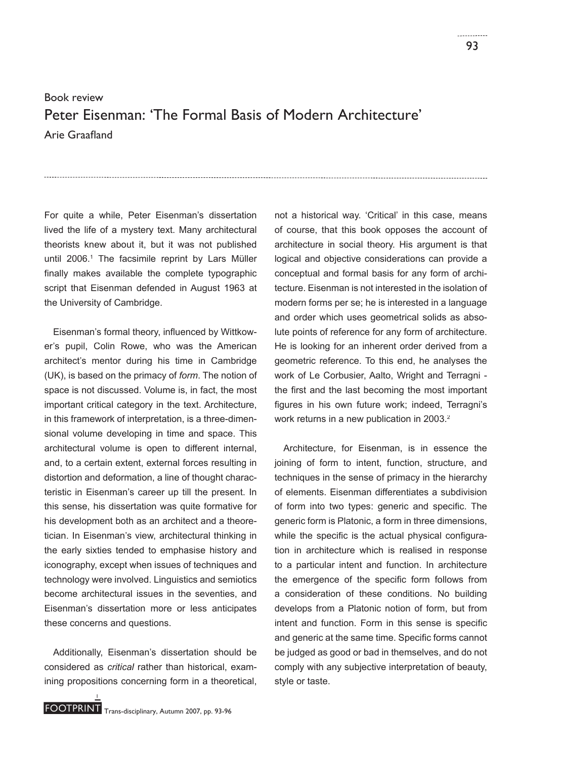Book review

# Peter Eisenman: 'The Formal Basis of Modern Architecture'

Arie Graafland

For quite a while, Peter Eisenman's dissertation lived the life of a mystery text. Many architectural theorists knew about it, but it was not published until 2006.[1] The facsimile reprint by Lars Müller finally makes available the complete typographic script that Eisenman defended in August 1963 at the University of Cambridge.

Eisenman's formal theory, influenced by Wittkower's pupil, Colin Rowe, who was the American architect's mentor during his time in Cambridge (UK), is based on the primacy of *form*. The notion of space is not discussed. Volume is, in fact, the most important critical category in the text. Architecture, in this framework of interpretation, is a three-dimensional volume developing in time and space. This architectural volume is open to different internal, and, to a certain extent, external forces resulting in distortion and deformation, a line of thought characteristic in Eisenman's career up till the present. In this sense, his dissertation was quite formative for his development both as an architect and a theoretician. In Eisenman's view, architectural thinking in the early sixties tended to emphasise history and iconography, except when issues of techniques and technology were involved. Linguistics and semiotics become architectural issues in the seventies, and Eisenman's dissertation more or less anticipates these concerns and questions.

Additionally, Eisenman's dissertation should be considered as *critical* rather than historical, examining propositions concerning form in a theoretical, not a historical way. 'Critical' in this case, means of course, that this book opposes the account of architecture in social theory. His argument is that logical and objective considerations can provide a conceptual and formal basis for any form of architecture. Eisenman is not interested in the isolation of modern forms per se; he is interested in a language and order which uses geometrical solids as absolute points of reference for any form of architecture. He is looking for an inherent order derived from a geometric reference. To this end, he analyses the work of Le Corbusier, Aalto, Wright and Terragni - the first and the last becoming the most important figures in his own future work; indeed, Terragni's work returns in a new publication in 2003.[2]

Architecture, for Eisenman, is in essence the joining of form to intent, function, structure, and techniques in the sense of primacy in the hierarchy of elements. Eisenman differentiates a subdivision of form into two types: generic and specific. The generic form is Platonic, a form in three dimensions, while the specific is the actual physical configuration in architecture which is realised in response to a particular intent and function. In architecture the emergence of the specific form follows from a consideration of these conditions. No building develops from a Platonic notion of form, but from intent and function. Form in this sense is specific and generic at the same time. Specific forms cannot be judged as good or bad in themselves, and do not comply with any subjective interpretation of beauty, style or taste.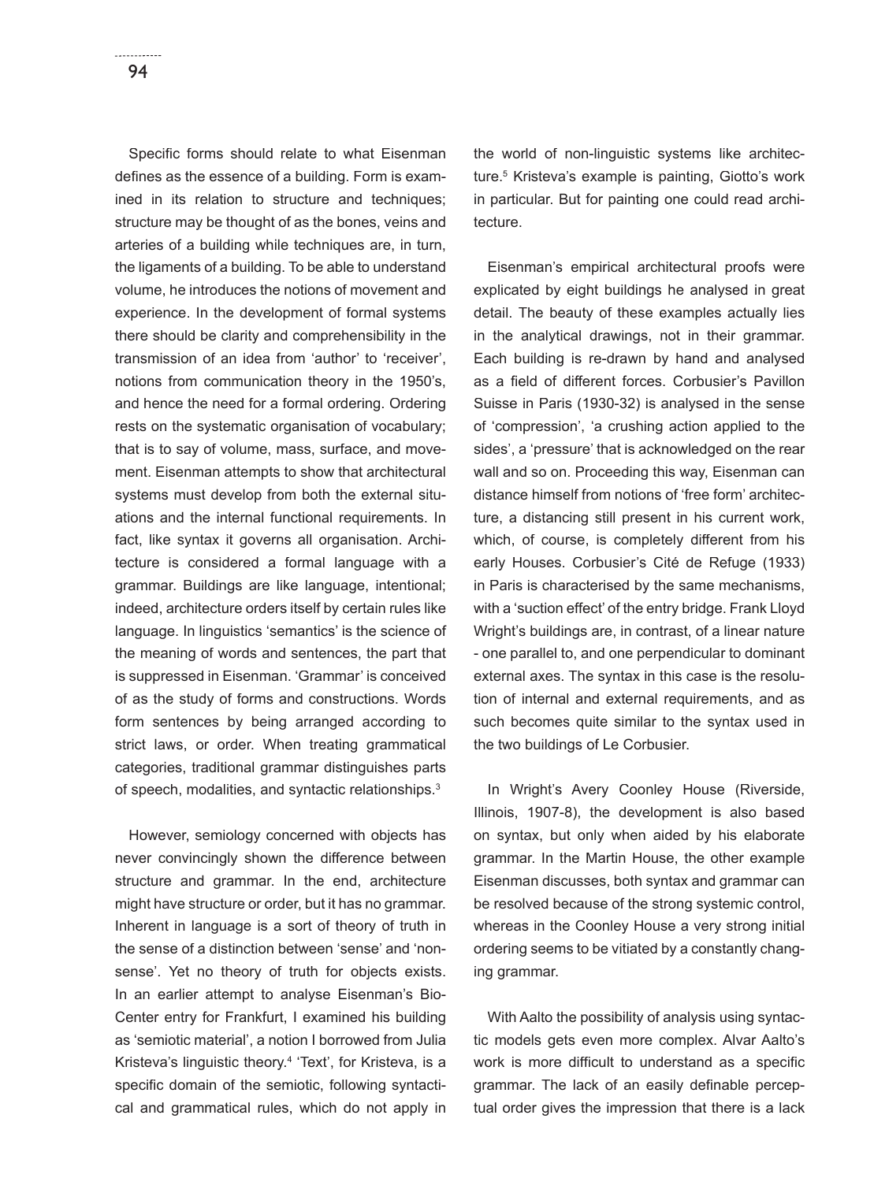Specific forms should relate to what Eisenman defines as the essence of a building. Form is examined in its relation to structure and techniques; structure may be thought of as the bones, veins and arteries of a building while techniques are, in turn, the ligaments of a building. To be able to understand volume, he introduces the notions of movement and experience. In the development of formal systems there should be clarity and comprehensibility in the transmission of an idea from 'author' to 'receiver', notions from communication theory in the 1950's, and hence the need for a formal ordering. Ordering rests on the systematic organisation of vocabulary; that is to say of volume, mass, surface, and movement. Eisenman attempts to show that architectural systems must develop from both the external situations and the internal functional requirements. In fact, like syntax it governs all organisation. Architecture is considered a formal language with a grammar. Buildings are like language, intentional; indeed, architecture orders itself by certain rules like language. In linguistics 'semantics' is the science of the meaning of words and sentences, the part that is suppressed in Eisenman. 'Grammar' is conceived of as the study of forms and constructions. Words form sentences by being arranged according to strict laws, or order. When treating grammatical categories, traditional grammar distinguishes parts of speech, modalities, and syntactic relationships.[3]

However, semiology concerned with objects has never convincingly shown the difference between structure and grammar. In the end, architecture might have structure or order, but it has no grammar. Inherent in language is a sort of theory of truth in the sense of a distinction between 'sense' and 'nonsense'. Yet no theory of truth for objects exists. In an earlier attempt to analyse Eisenman's Bio-Center entry for Frankfurt, I examined his building as 'semiotic material', a notion I borrowed from Julia Kristeva's linguistic theory.[4] 'Text', for Kristeva, is a specific domain of the semiotic, following syntactical and grammatical rules, which do not apply in the world of non-linguistic systems like architecture.[5] Kristeva's example is painting, Giotto's work in particular. But for painting one could read architecture.

Eisenman's empirical architectural proofs were explicated by eight buildings he analysed in great detail. The beauty of these examples actually lies in the analytical drawings, not in their grammar. Each building is re-drawn by hand and analysed as a field of different forces. Corbusier's Pavillon Suisse in Paris (1930-32) is analysed in the sense of 'compression', 'a crushing action applied to the sides', a 'pressure' that is acknowledged on the rear wall and so on. Proceeding this way, Eisenman can distance himself from notions of 'free form' architecture, a distancing still present in his current work, which, of course, is completely different from his early Houses. Corbusier's Cité de Refuge (1933) in Paris is characterised by the same mechanisms, with a 'suction effect' of the entry bridge. Frank Lloyd Wright's buildings are, in contrast, of a linear nature - one parallel to, and one perpendicular to dominant external axes. The syntax in this case is the resolution of internal and external requirements, and as such becomes quite similar to the syntax used in the two buildings of Le Corbusier.

In Wright's Avery Coonley House (Riverside, Illinois, 1907-8), the development is also based on syntax, but only when aided by his elaborate grammar. In the Martin House, the other example Eisenman discusses, both syntax and grammar can be resolved because of the strong systemic control, whereas in the Coonley House a very strong initial ordering seems to be vitiated by a constantly changing grammar.

With Aalto the possibility of analysis using syntactic models gets even more complex. Alvar Aalto's work is more difficult to understand as a specific grammar. The lack of an easily definable perceptual order gives the impression that there is a lack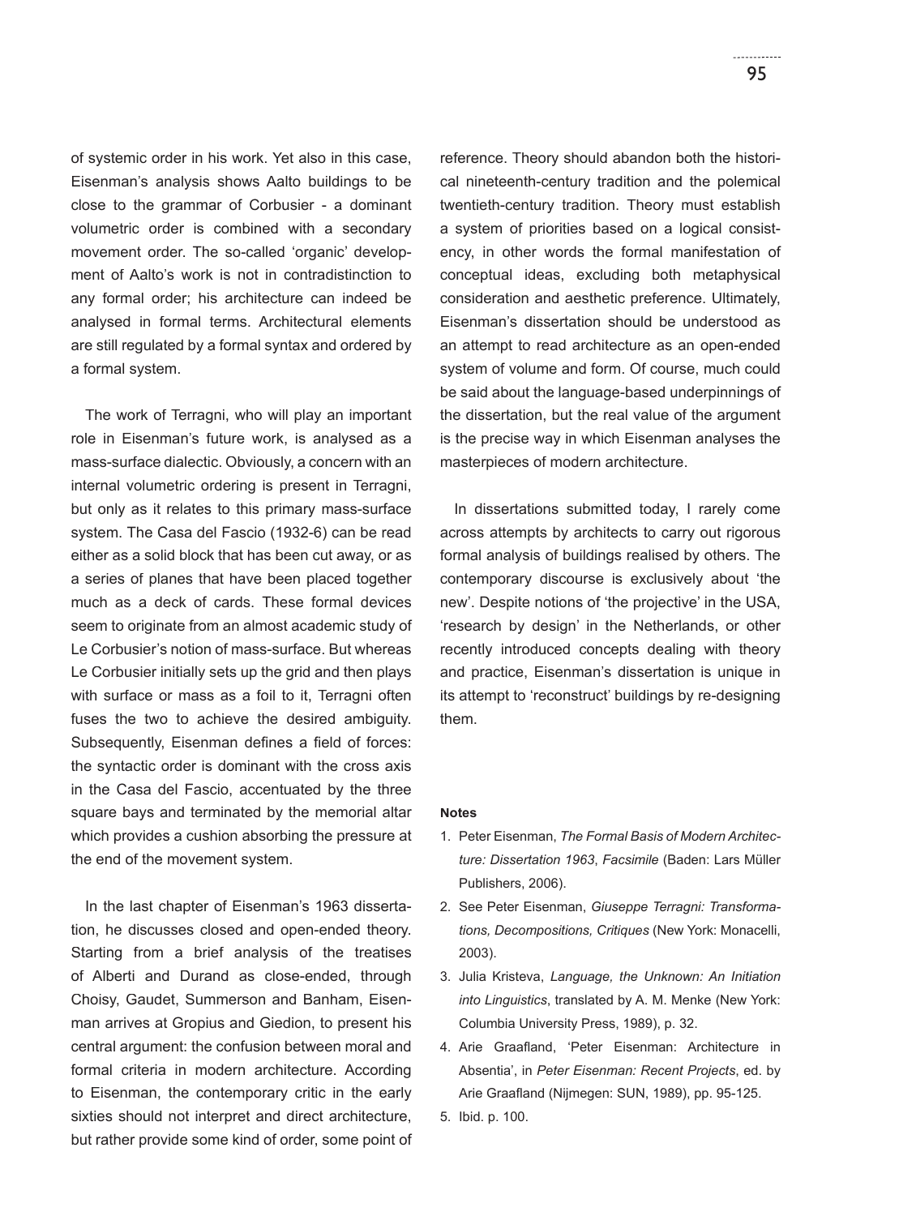of systemic order in his work. Yet also in this case, Eisenman's analysis shows Aalto buildings to be close to the grammar of Corbusier - a dominant volumetric order is combined with a secondary movement order. The so-called 'organic' development of Aalto's work is not in contradistinction to any formal order; his architecture can indeed be analysed in formal terms. Architectural elements are still regulated by a formal syntax and ordered by a formal system.

The work of Terragni, who will play an important role in Eisenman's future work, is analysed as a mass-surface dialectic. Obviously, a concern with an internal volumetric ordering is present in Terragni, but only as it relates to this primary mass-surface system. The Casa del Fascio (1932-6) can be read either as a solid block that has been cut away, or as a series of planes that have been placed together much as a deck of cards. These formal devices seem to originate from an almost academic study of Le Corbusier's notion of mass-surface. But whereas Le Corbusier initially sets up the grid and then plays with surface or mass as a foil to it, Terragni often fuses the two to achieve the desired ambiguity. Subsequently, Eisenman defines a field of forces: the syntactic order is dominant with the cross axis in the Casa del Fascio, accentuated by the three square bays and terminated by the memorial altar which provides a cushion absorbing the pressure at the end of the movement system.

In the last chapter of Eisenman's 1963 dissertation, he discusses closed and open-ended theory. Starting from a brief analysis of the treatises of Alberti and Durand as close-ended, through Choisy, Gaudet, Summerson and Banham, Eisenman arrives at Gropius and Giedion, to present his central argument: the confusion between moral and formal criteria in modern architecture. According to Eisenman, the contemporary critic in the early sixties should not interpret and direct architecture, but rather provide some kind of order, some point of reference. Theory should abandon both the historical nineteenth-century tradition and the polemical twentieth-century tradition. Theory must establish a system of priorities based on a logical consistency, in other words the formal manifestation of conceptual ideas, excluding both metaphysical consideration and aesthetic preference. Ultimately, Eisenman's dissertation should be understood as an attempt to read architecture as an open-ended system of volume and form. Of course, much could be said about the language-based underpinnings of the dissertation, but the real value of the argument is the precise way in which Eisenman analyses the masterpieces of modern architecture.

In dissertations submitted today, I rarely come across attempts by architects to carry out rigorous formal analysis of buildings realised by others. The contemporary discourse is exclusively about 'the new'. Despite notions of 'the projective' in the USA, 'research by design' in the Netherlands, or other recently introduced concepts dealing with theory and practice, Eisenman's dissertation is unique in its attempt to 'reconstruct' buildings by re-designing them.

#### Notes

1. Peter Eisenman, *The Formal Basis of Modern Architecture: Dissertation 1963*, *Facsimile* (Baden: Lars Müller Publishers, 2006).
2. See Peter Eisenman, *Giuseppe Terragni: Transformations, Decompositions, Critiques* (New York: Monacelli, 2003).
3. Julia Kristeva, *Language, the Unknown: An Initiation into Linguistics*, translated by A. M. Menke (New York: Columbia University Press, 1989), p. 32.
4. Arie Graafland, 'Peter Eisenman: Architecture in Absentia', in *Peter Eisenman: Recent Projects*, ed. by Arie Graafland (Nijmegen: SUN, 1989), pp. 95-125.
5. Ibid. p. 100.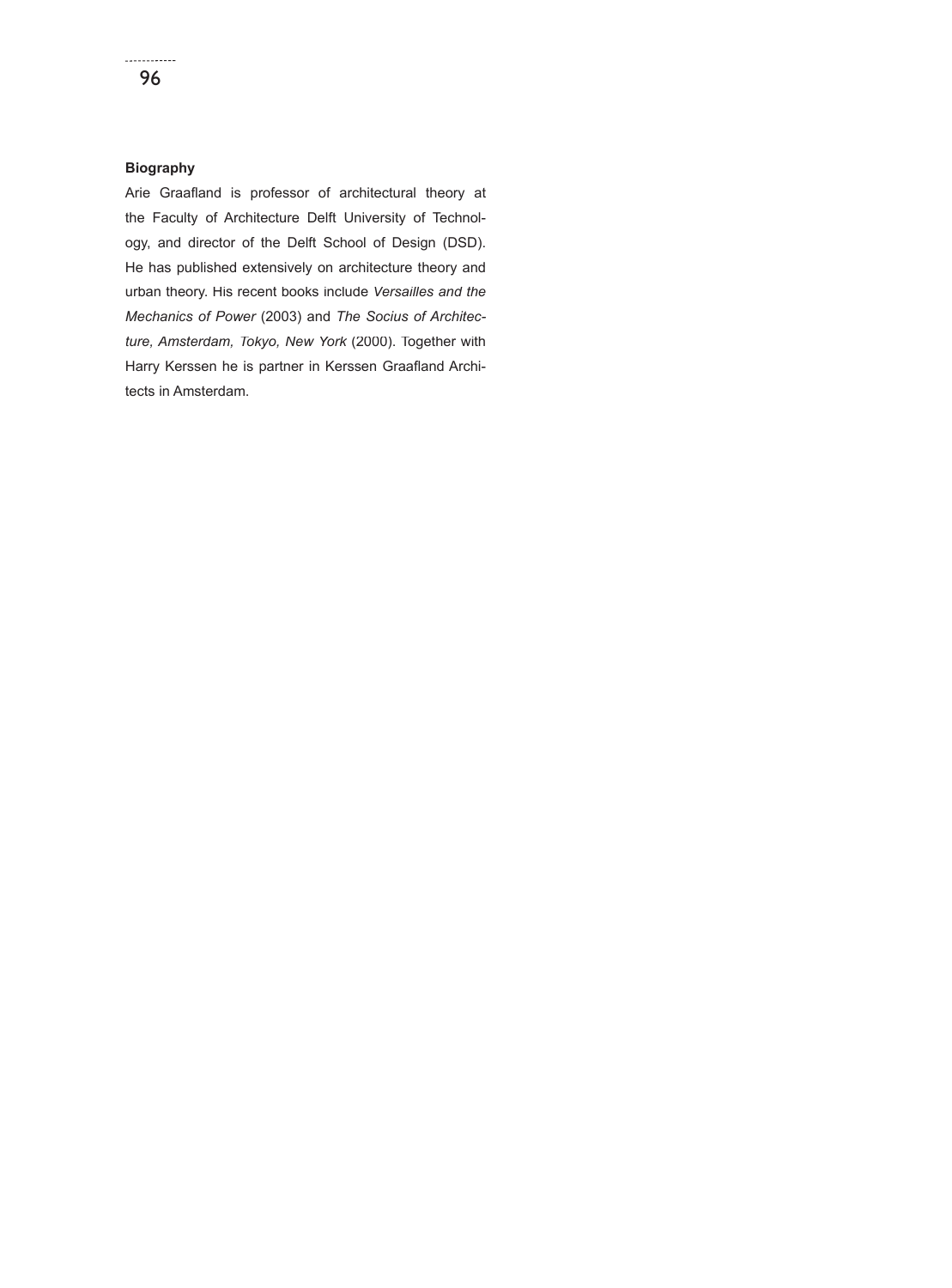**Biography**

Arie Graafland is professor of architectural theory at the Faculty of Architecture Delft University of Technology, and director of the Delft School of Design (DSD). He has published extensively on architecture theory and urban theory. His recent books include *Versailles and the Mechanics of Power* (2003) and *The Socius of Architecture, Amsterdam, Tokyo, New York* (2000). Together with Harry Kerssen he is partner in Kerssen Graafland Architects in Amsterdam.